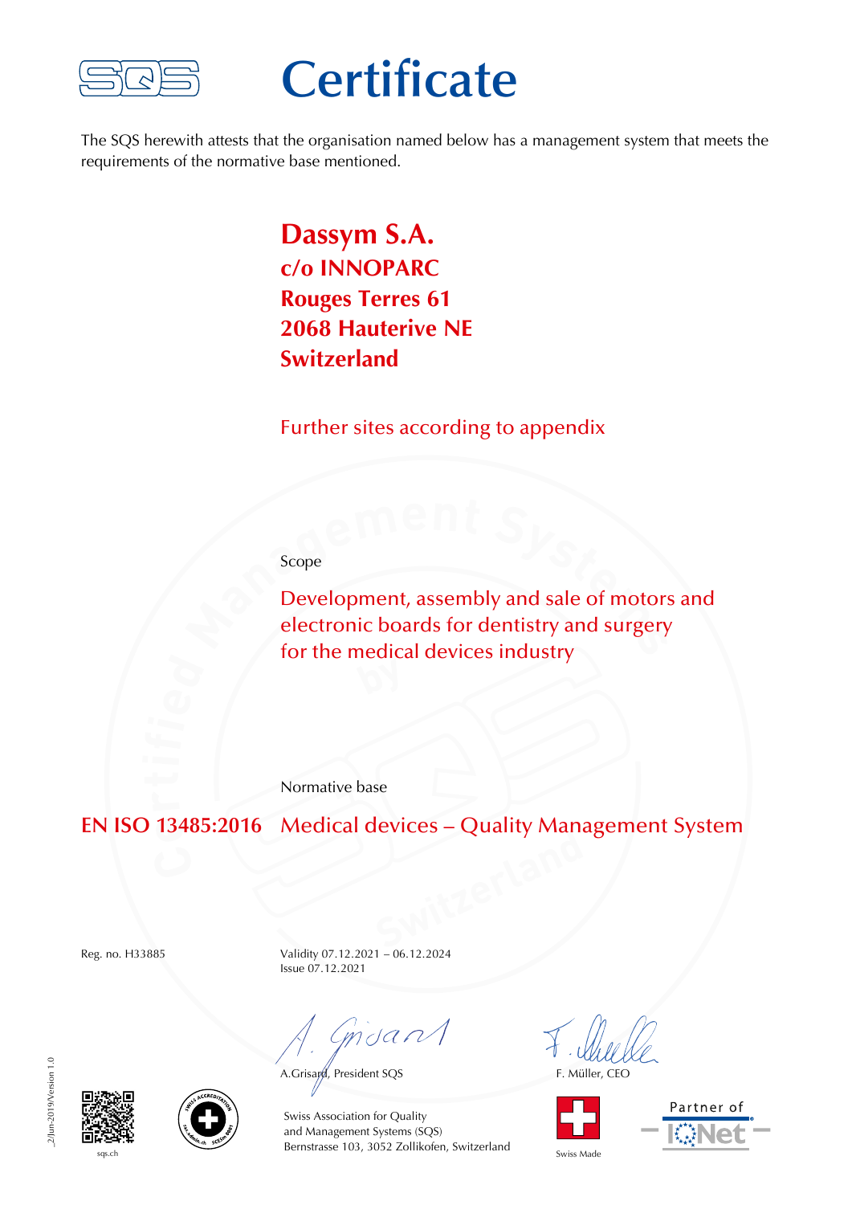# Certificate

The SQS herewith attests that the organisation named below has a management system that meets the requirements of the normative base mentioned.

**Dassym S.A.**
**c/o INNOPARC**
**Rouges Terres 61**
**2068 Hauterive NE**
**Switzerland**

Further sites according to appendix

Scope

Development, assembly and sale of motors and electronic boards for dentistry and surgery for the medical devices industry

Normative base

**EN ISO 13485:2016** Medical devices – Quality Management System

Reg. no. H33885

Validity 07.12.2021 – 06.12.2024
Issue 07.12.2021

A.Grisard, President SQS

F. Müller, CEO

Swiss Association for Quality
and Management Systems (SQS)
Bernstrasse 103, 3052 Zollikofen, Switzerland

sqs.ch

Swiss Made

Partner of IQNet

_2/Jun-2019/Version 1.0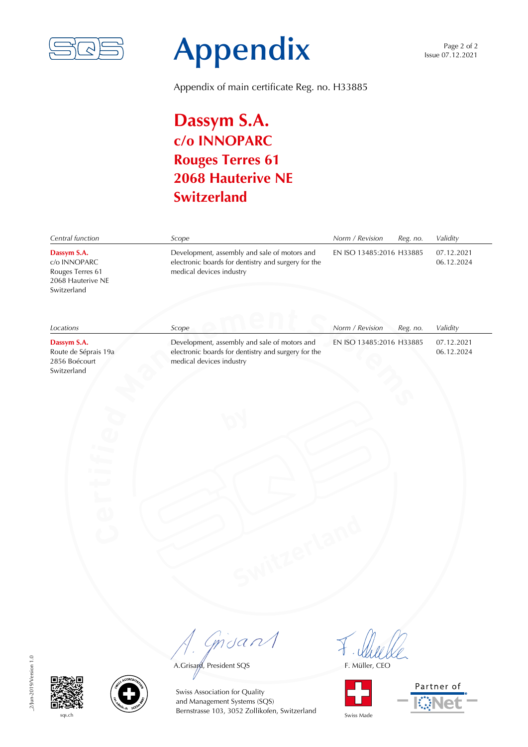# Appendix

Appendix of main certificate Reg. no. H33885

## Dassym S.A.
### c/o INNOPARC
### Rouges Terres 61
### 2068 Hauterive NE
### Switzerland

| *Central function* | *Scope* | *Norm / Revision* | *Reg. no.* | *Validity* |
| --- | --- | --- | --- | --- |
| **Dassym S.A.** c/o INNOPARC Rouges Terres 61 2068 Hauterive NE Switzerland | Development, assembly and sale of motors and electronic boards for dentistry and surgery for the medical devices industry | EN ISO 13485:2016 | H33885 | 07.12.2021 06.12.2024 |

| *Locations* | *Scope* | *Norm / Revision* | *Reg. no.* | *Validity* |
| --- | --- | --- | --- | --- |
| **Dassym S.A.** Route de Séprais 19a 2856 Boécourt Switzerland | Development, assembly and sale of motors and electronic boards for dentistry and surgery for the medical devices industry | EN ISO 13485:2016 | H33885 | 07.12.2021 06.12.2024 |

A.Grisard, President SQS

F. Müller, CEO

Swiss Association for Quality
and Management Systems (SQS)
Bernstrasse 103, 3052 Zollikofen, Switzerland

sqs.ch

Swiss Made

Partner of IQNet

_2Jun-2019/Version 1.0